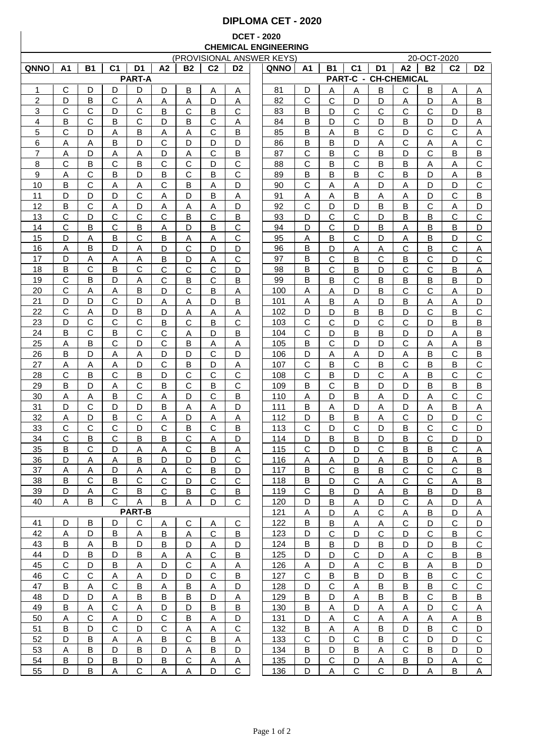# DIPLOMA CET - 2020

## DCET - 2020
## CHEMICAL ENGINEERING

(PROVISIONAL ANSWER KEYS) 20-OCT-2020

| QNNO | A1 | B1 | C1 | D1 | A2 | B2 | C2 | D2 |
|---|---|---|---|---|---|---|---|---|
| **PART-A** | | | | | | | | |
| 1 | C | D | D | D | D | B | A | A |
| 2 | D | B | C | A | A | A | D | A |
| 3 | C | C | D | C | B | C | B | C |
| 4 | B | C | B | C | D | B | C | A |
| 5 | C | D | A | B | A | A | C | B |
| 6 | A | A | B | D | C | D | D | D |
| 7 | A | D | A | A | D | A | C | B |
| 8 | C | B | C | B | C | C | D | C |
| 9 | A | C | B | D | B | C | B | C |
| 10 | B | C | A | A | C | B | A | D |
| 11 | D | D | D | C | A | D | B | A |
| 12 | B | C | A | D | A | A | A | D |
| 13 | C | D | C | C | C | B | C | B |
| 14 | C | B | C | B | A | D | B | C |
| 15 | D | A | B | C | B | A | A | C |
| 16 | A | B | D | A | D | C | D | D |
| 17 | D | A | A | A | B | D | A | C |
| 18 | B | C | B | C | C | C | C | D |
| 19 | C | B | D | A | C | B | C | B |
| 20 | C | A | A | B | D | C | B | A |
| 21 | D | D | C | D | A | A | D | B |
| 22 | C | A | D | B | D | A | A | A |
| 23 | D | C | C | C | B | C | B | C |
| 24 | B | C | B | C | C | A | D | B |
| 25 | A | B | C | D | C | B | A | A |
| 26 | B | D | A | A | D | D | C | D |
| 27 | A | A | A | D | C | B | D | A |
| 28 | C | B | C | B | D | C | C | C |
| 29 | B | D | A | C | B | C | B | C |
| 30 | A | A | B | C | A | D | C | B |
| 31 | D | C | D | D | B | A | A | D |
| 32 | A | D | B | C | A | D | A | A |
| 33 | C | C | C | D | C | B | C | B |
| 34 | C | B | C | B | B | C | A | D |
| 35 | B | C | D | A | A | C | B | A |
| 36 | D | A | A | B | D | D | D | C |
| 37 | A | A | D | A | A | C | B | D |
| 38 | B | C | B | C | C | D | C | C |
| 39 | D | A | C | B | C | B | C | B |
| 40 | A | B | C | A | B | A | D | C |
| **PART-B** | | | | | | | | |
| 41 | D | B | D | C | A | C | A | C |
| 42 | A | D | B | A | B | A | C | B |
| 43 | B | A | B | D | B | D | A | D |
| 44 | D | B | D | B | A | A | C | B |
| 45 | C | D | B | A | D | C | A | A |
| 46 | C | C | A | A | D | D | C | B |
| 47 | B | A | C | B | A | B | A | D |
| 48 | D | D | A | B | B | B | D | A |
| 49 | B | A | C | A | D | D | B | B |
| 50 | A | C | A | D | C | B | A | D |
| 51 | B | D | C | D | C | A | A | C |
| 52 | D | B | A | A | B | C | B | A |
| 53 | A | B | D | B | D | A | B | D |
| 54 | B | D | B | D | B | C | A | A |
| 55 | D | B | A | C | A | A | D | C |

| QNNO | A1 | B1 | C1 | D1 | A2 | B2 | C2 | D2 |
|---|---|---|---|---|---|---|---|---|
| **PART-C - CH-CHEMICAL** | | | | | | | | |
| 81 | D | A | A | B | C | B | A | A |
| 82 | C | C | D | D | A | D | A | B |
| 83 | B | D | C | C | C | C | D | B |
| 84 | B | D | C | D | B | D | D | A |
| 85 | B | A | B | C | D | C | C | A |
| 86 | B | B | D | A | C | A | A | C |
| 87 | C | B | C | B | D | C | B | B |
| 88 | C | B | C | B | B | A | A | C |
| 89 | B | B | B | C | B | D | A | B |
| 90 | C | A | A | D | A | D | D | C |
| 91 | A | A | B | A | A | D | C | B |
| 92 | C | D | D | B | B | C | A | D |
| 93 | D | C | C | D | B | B | C | C |
| 94 | D | C | D | B | A | B | B | D |
| 95 | A | B | C | D | A | B | D | C |
| 96 | B | D | A | A | C | B | C | A |
| 97 | B | C | B | C | B | C | D | C |
| 98 | B | C | B | D | C | C | B | A |
| 99 | B | B | C | B | B | B | B | D |
| 100 | A | A | D | B | C | C | A | D |
| 101 | A | B | A | D | B | A | A | D |
| 102 | D | D | B | B | D | C | B | C |
| 103 | C | C | D | C | C | D | B | B |
| 104 | C | D | B | B | D | D | A | B |
| 105 | B | C | D | D | C | A | A | B |
| 106 | D | A | A | D | A | B | C | B |
| 107 | C | B | C | B | C | B | B | C |
| 108 | C | B | D | C | A | B | C | C |
| 109 | B | C | B | D | D | B | B | B |
| 110 | A | D | B | A | D | A | C | C |
| 111 | B | A | D | A | D | A | B | A |
| 112 | D | B | B | A | C | D | D | C |
| 113 | C | D | C | D | B | C | C | D |
| 114 | D | B | B | D | B | C | D | D |
| 115 | C | D | D | C | B | B | C | A |
| 116 | A | A | D | A | B | D | A | B |
| 117 | B | C | B | B | C | C | C | B |
| 118 | B | D | C | A | C | C | A | B |
| 119 | C | B | D | A | B | B | D | B |
| 120 | D | B | A | D | C | A | D | A |
| 121 | A | D | A | C | A | B | D | A |
| 122 | B | B | A | A | C | D | C | D |
| 123 | D | C | D | C | D | C | B | C |
| 124 | B | B | D | B | D | D | B | C |
| 125 | D | D | C | D | A | C | B | B |
| 126 | A | D | A | C | B | A | B | D |
| 127 | C | B | B | D | B | B | C | C |
| 128 | D | C | A | B | B | B | C | C |
| 129 | B | D | A | B | B | C | B | B |
| 130 | B | A | D | A | A | D | C | A |
| 131 | D | A | C | A | A | A | A | B |
| 132 | B | A | A | B | D | B | C | D |
| 133 | C | D | C | B | C | D | D | C |
| 134 | B | D | B | A | C | B | D | D |
| 135 | D | C | D | A | B | D | A | C |
| 136 | D | A | C | C | D | A | B | A |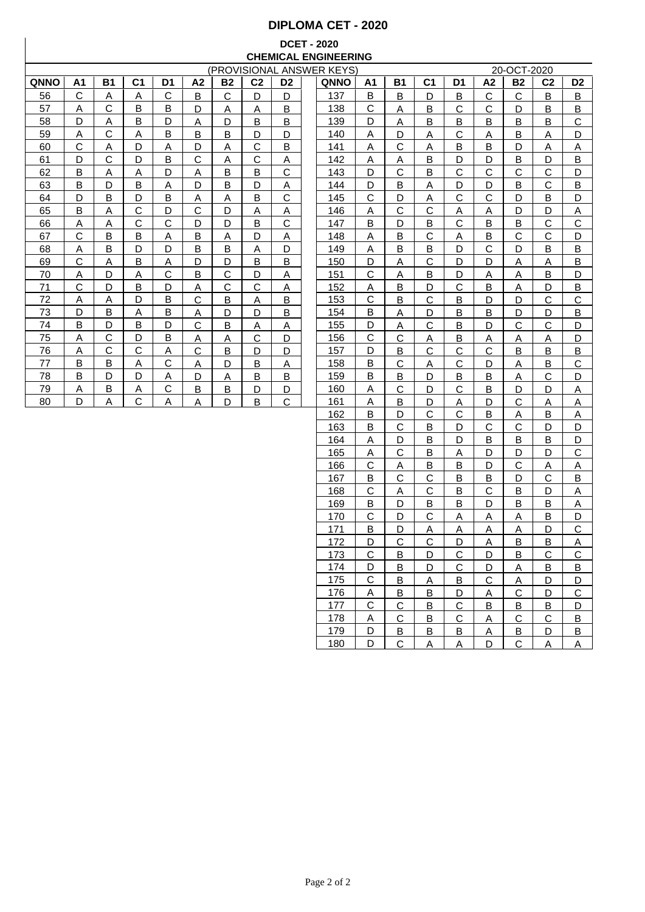# DIPLOMA CET - 2020

## DCET - 2020

## CHEMICAL ENGINEERING

(PROVISIONAL ANSWER KEYS) 20-OCT-2020

| QNNO | A1 | B1 | C1 | D1 | A2 | B2 | C2 | D2 |
|---|---|---|---|---|---|---|---|---|
| 56 | C | A | A | C | B | C | D | D |
| 57 | A | C | B | B | D | A | A | B |
| 58 | D | A | B | D | A | D | B | B |
| 59 | A | C | A | B | B | B | D | D |
| 60 | C | A | D | A | D | A | C | B |
| 61 | D | C | D | B | C | A | C | A |
| 62 | B | A | A | D | A | B | B | C |
| 63 | B | D | B | A | D | B | D | A |
| 64 | D | B | D | B | A | A | B | C |
| 65 | B | A | C | D | C | D | A | A |
| 66 | A | A | C | C | D | D | B | C |
| 67 | C | B | B | A | B | A | D | A |
| 68 | A | B | D | D | B | B | A | D |
| 69 | C | A | B | A | D | D | B | B |
| 70 | A | D | A | C | B | C | D | A |
| 71 | C | D | B | D | A | C | C | A |
| 72 | A | A | D | B | C | B | A | B |
| 73 | D | B | A | B | A | D | D | B |
| 74 | B | D | B | D | C | B | A | A |
| 75 | A | C | D | B | A | A | C | D |
| 76 | A | C | C | A | C | B | D | D |
| 77 | B | B | A | C | A | D | B | A |
| 78 | B | D | D | A | D | A | B | B |
| 79 | A | B | A | C | B | B | D | D |
| 80 | D | A | C | A | A | D | B | C |

| QNNO | A1 | B1 | C1 | D1 | A2 | B2 | C2 | D2 |
|---|---|---|---|---|---|---|---|---|
| 137 | B | B | D | B | C | C | B | B |
| 138 | C | A | B | C | C | D | B | B |
| 139 | D | A | B | B | B | B | B | C |
| 140 | A | D | A | C | A | B | A | D |
| 141 | A | C | A | B | B | D | A | A |
| 142 | A | A | B | D | D | B | D | B |
| 143 | D | C | B | C | C | C | C | D |
| 144 | D | B | A | D | D | B | C | B |
| 145 | C | D | A | C | C | D | B | D |
| 146 | A | C | C | A | A | D | D | A |
| 147 | B | D | B | C | B | B | C | C |
| 148 | A | B | C | A | B | C | C | D |
| 149 | A | B | B | D | C | D | B | B |
| 150 | D | A | C | D | D | A | A | B |
| 151 | C | A | B | D | A | A | B | D |
| 152 | A | B | D | C | B | A | D | B |
| 153 | C | B | C | B | D | D | C | C |
| 154 | B | A | D | B | B | D | D | B |
| 155 | D | A | C | B | D | C | C | D |
| 156 | C | C | A | B | A | A | A | D |
| 157 | D | B | C | C | C | B | B | B |
| 158 | B | C | A | C | D | A | B | C |
| 159 | B | B | D | B | B | A | C | D |
| 160 | A | C | D | C | B | D | D | A |
| 161 | A | B | D | A | D | C | A | A |
| 162 | B | D | C | C | B | A | B | A |
| 163 | B | C | B | D | C | C | D | D |
| 164 | A | D | B | D | B | B | B | D |
| 165 | A | C | B | A | D | D | D | C |
| 166 | C | A | B | B | D | C | A | A |
| 167 | B | C | C | B | B | D | C | B |
| 168 | C | A | C | B | C | B | D | A |
| 169 | B | D | B | B | D | B | B | A |
| 170 | C | D | C | A | A | A | B | D |
| 171 | B | D | A | A | A | A | D | C |
| 172 | D | C | C | D | A | B | B | A |
| 173 | C | B | D | C | D | B | C | C |
| 174 | D | B | D | C | D | A | B | B |
| 175 | C | B | A | B | C | A | D | D |
| 176 | A | B | B | D | A | C | D | C |
| 177 | C | C | B | C | B | B | B | D |
| 178 | A | C | B | C | A | C | C | B |
| 179 | D | B | B | B | A | B | D | B |
| 180 | D | C | A | A | D | C | A | A |